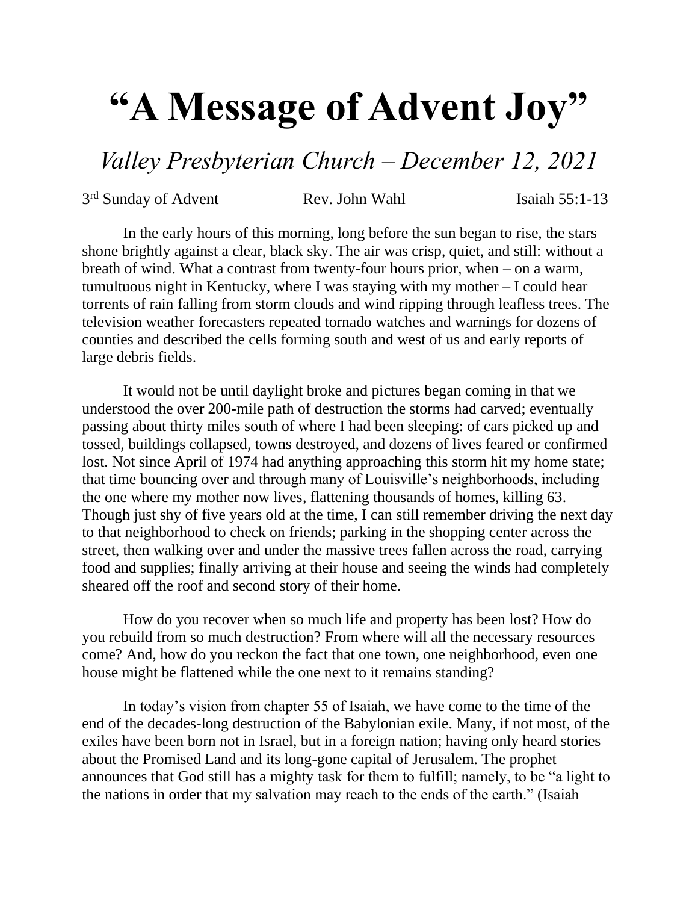# "A Message of Advent Joy"

## *Valley Presbyterian Church – December 12, 2021*

3rd Sunday of Advent    Rev. John Wahl    Isaiah 55:1-13

In the early hours of this morning, long before the sun began to rise, the stars shone brightly against a clear, black sky. The air was crisp, quiet, and still: without a breath of wind. What a contrast from twenty-four hours prior, when – on a warm, tumultuous night in Kentucky, where I was staying with my mother – I could hear torrents of rain falling from storm clouds and wind ripping through leafless trees. The television weather forecasters repeated tornado watches and warnings for dozens of counties and described the cells forming south and west of us and early reports of large debris fields.

It would not be until daylight broke and pictures began coming in that we understood the over 200-mile path of destruction the storms had carved; eventually passing about thirty miles south of where I had been sleeping: of cars picked up and tossed, buildings collapsed, towns destroyed, and dozens of lives feared or confirmed lost. Not since April of 1974 had anything approaching this storm hit my home state; that time bouncing over and through many of Louisville's neighborhoods, including the one where my mother now lives, flattening thousands of homes, killing 63. Though just shy of five years old at the time, I can still remember driving the next day to that neighborhood to check on friends; parking in the shopping center across the street, then walking over and under the massive trees fallen across the road, carrying food and supplies; finally arriving at their house and seeing the winds had completely sheared off the roof and second story of their home.

How do you recover when so much life and property has been lost? How do you rebuild from so much destruction? From where will all the necessary resources come? And, how do you reckon the fact that one town, one neighborhood, even one house might be flattened while the one next to it remains standing?

In today's vision from chapter 55 of Isaiah, we have come to the time of the end of the decades-long destruction of the Babylonian exile. Many, if not most, of the exiles have been born not in Israel, but in a foreign nation; having only heard stories about the Promised Land and its long-gone capital of Jerusalem. The prophet announces that God still has a mighty task for them to fulfill; namely, to be "a light to the nations in order that my salvation may reach to the ends of the earth." (Isaiah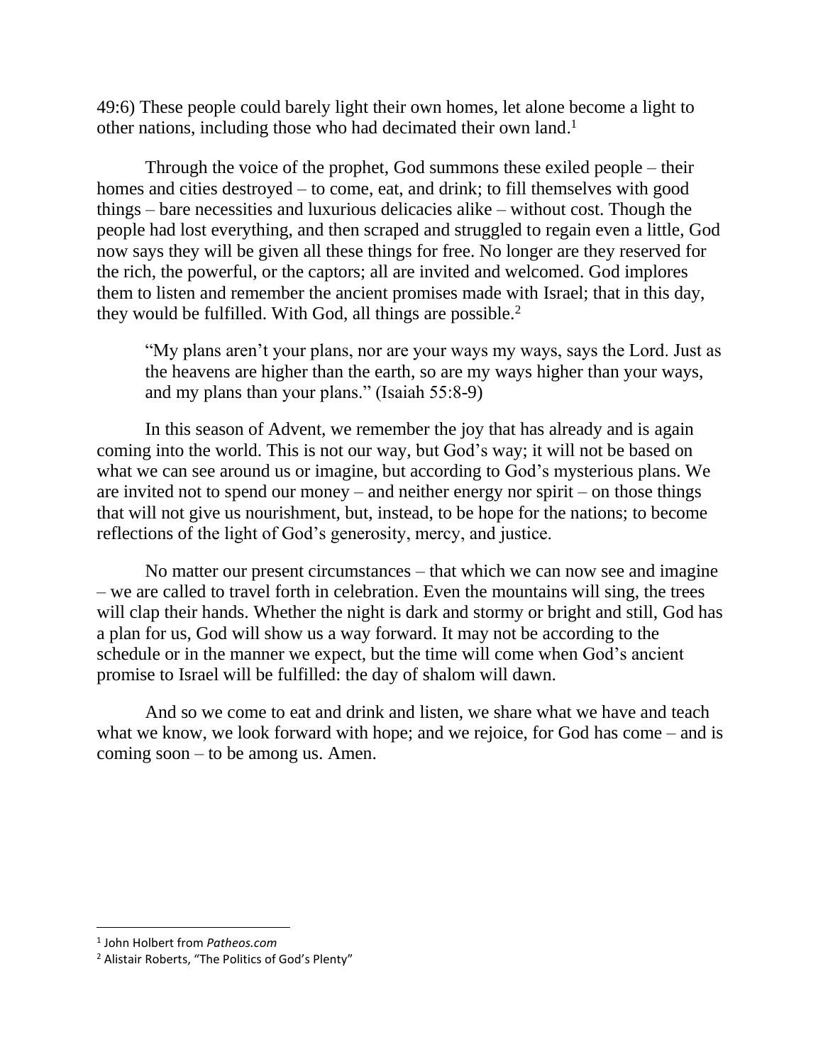49:6) These people could barely light their own homes, let alone become a light to other nations, including those who had decimated their own land.[1]

Through the voice of the prophet, God summons these exiled people – their homes and cities destroyed – to come, eat, and drink; to fill themselves with good things – bare necessities and luxurious delicacies alike – without cost. Though the people had lost everything, and then scraped and struggled to regain even a little, God now says they will be given all these things for free. No longer are they reserved for the rich, the powerful, or the captors; all are invited and welcomed. God implores them to listen and remember the ancient promises made with Israel; that in this day, they would be fulfilled. With God, all things are possible.[2]

> "My plans aren't your plans, nor are your ways my ways, says the Lord. Just as the heavens are higher than the earth, so are my ways higher than your ways, and my plans than your plans." (Isaiah 55:8-9)

In this season of Advent, we remember the joy that has already and is again coming into the world. This is not our way, but God's way; it will not be based on what we can see around us or imagine, but according to God's mysterious plans. We are invited not to spend our money – and neither energy nor spirit – on those things that will not give us nourishment, but, instead, to be hope for the nations; to become reflections of the light of God's generosity, mercy, and justice.

No matter our present circumstances – that which we can now see and imagine – we are called to travel forth in celebration. Even the mountains will sing, the trees will clap their hands. Whether the night is dark and stormy or bright and still, God has a plan for us, God will show us a way forward. It may not be according to the schedule or in the manner we expect, but the time will come when God's ancient promise to Israel will be fulfilled: the day of shalom will dawn.

And so we come to eat and drink and listen, we share what we have and teach what we know, we look forward with hope; and we rejoice, for God has come – and is coming soon – to be among us. Amen.

---

[1] John Holbert from *Patheos.com*

[2] Alistair Roberts, "The Politics of God's Plenty"